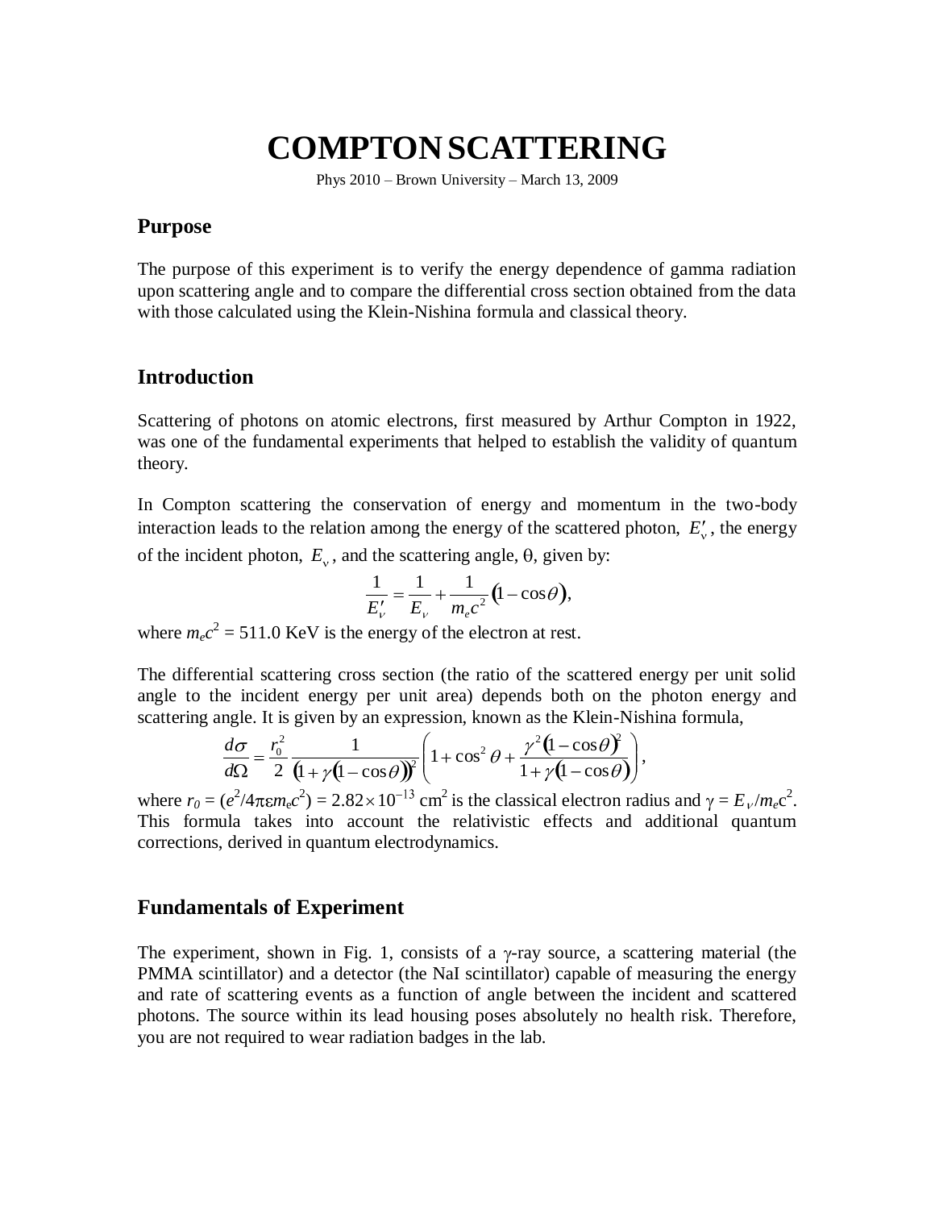# COMPTON SCATTERING

Phys 2010 – Brown University – March 13, 2009

## Purpose

The purpose of this experiment is to verify the energy dependence of gamma radiation upon scattering angle and to compare the differential cross section obtained from the data with those calculated using the Klein-Nishina formula and classical theory.

## Introduction

Scattering of photons on atomic electrons, first measured by Arthur Compton in 1922, was one of the fundamental experiments that helped to establish the validity of quantum theory.

In Compton scattering the conservation of energy and momentum in the two-body interaction leads to the relation among the energy of the scattered photon, $E'_\nu$, the energy of the incident photon, $E_\nu$, and the scattering angle, θ, given by:

$$\frac{1}{E'_\nu} = \frac{1}{E_\nu} + \frac{1}{m_e c^2}(1 - \cos\theta),$$

where $m_e c^2 = 511.0$ KeV is the energy of the electron at rest.

The differential scattering cross section (the ratio of the scattered energy per unit solid angle to the incident energy per unit area) depends both on the photon energy and scattering angle. It is given by an expression, known as the Klein-Nishina formula,

$$\frac{d\sigma}{d\Omega} = \frac{r_0^2}{2}\frac{1}{(1+\gamma(1-\cos\theta))^2}\left(1 + \cos^2\theta + \frac{\gamma^2(1-\cos\theta)^2}{1+\gamma(1-\cos\theta)}\right),$$

where $r_0 = (e^2/4\pi\varepsilon m_e c^2) = 2.82\times10^{-13}$ cm$^2$ is the classical electron radius and $\gamma = E_\nu/m_e c^2$. This formula takes into account the relativistic effects and additional quantum corrections, derived in quantum electrodynamics.

## Fundamentals of Experiment

The experiment, shown in Fig. 1, consists of a γ-ray source, a scattering material (the PMMA scintillator) and a detector (the NaI scintillator) capable of measuring the energy and rate of scattering events as a function of angle between the incident and scattered photons. The source within its lead housing poses absolutely no health risk. Therefore, you are not required to wear radiation badges in the lab.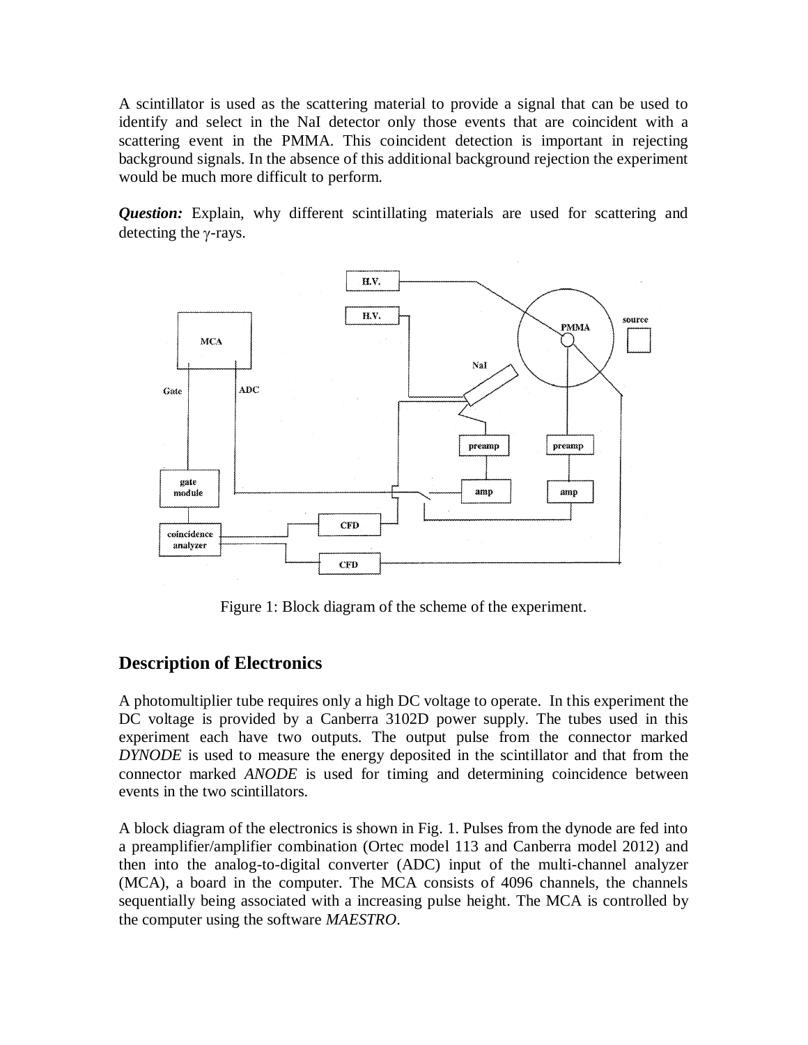A scintillator is used as the scattering material to provide a signal that can be used to identify and select in the NaI detector only those events that are coincident with a scattering event in the PMMA. This coincident detection is important in rejecting background signals. In the absence of this additional background rejection the experiment would be much more difficult to perform.

***Question:*** Explain, why different scintillating materials are used for scattering and detecting the $\gamma$-rays.

Figure 1: Block diagram of the scheme of the experiment.

## Description of Electronics

A photomultiplier tube requires only a high DC voltage to operate. In this experiment the DC voltage is provided by a Canberra 3102D power supply. The tubes used in this experiment each have two outputs. The output pulse from the connector marked *DYNODE* is used to measure the energy deposited in the scintillator and that from the connector marked *ANODE* is used for timing and determining coincidence between events in the two scintillators.

A block diagram of the electronics is shown in Fig. 1. Pulses from the dynode are fed into a preamplifier/amplifier combination (Ortec model 113 and Canberra model 2012) and then into the analog-to-digital converter (ADC) input of the multi-channel analyzer (MCA), a board in the computer. The MCA consists of 4096 channels, the channels sequentially being associated with a increasing pulse height. The MCA is controlled by the computer using the software *MAESTRO*.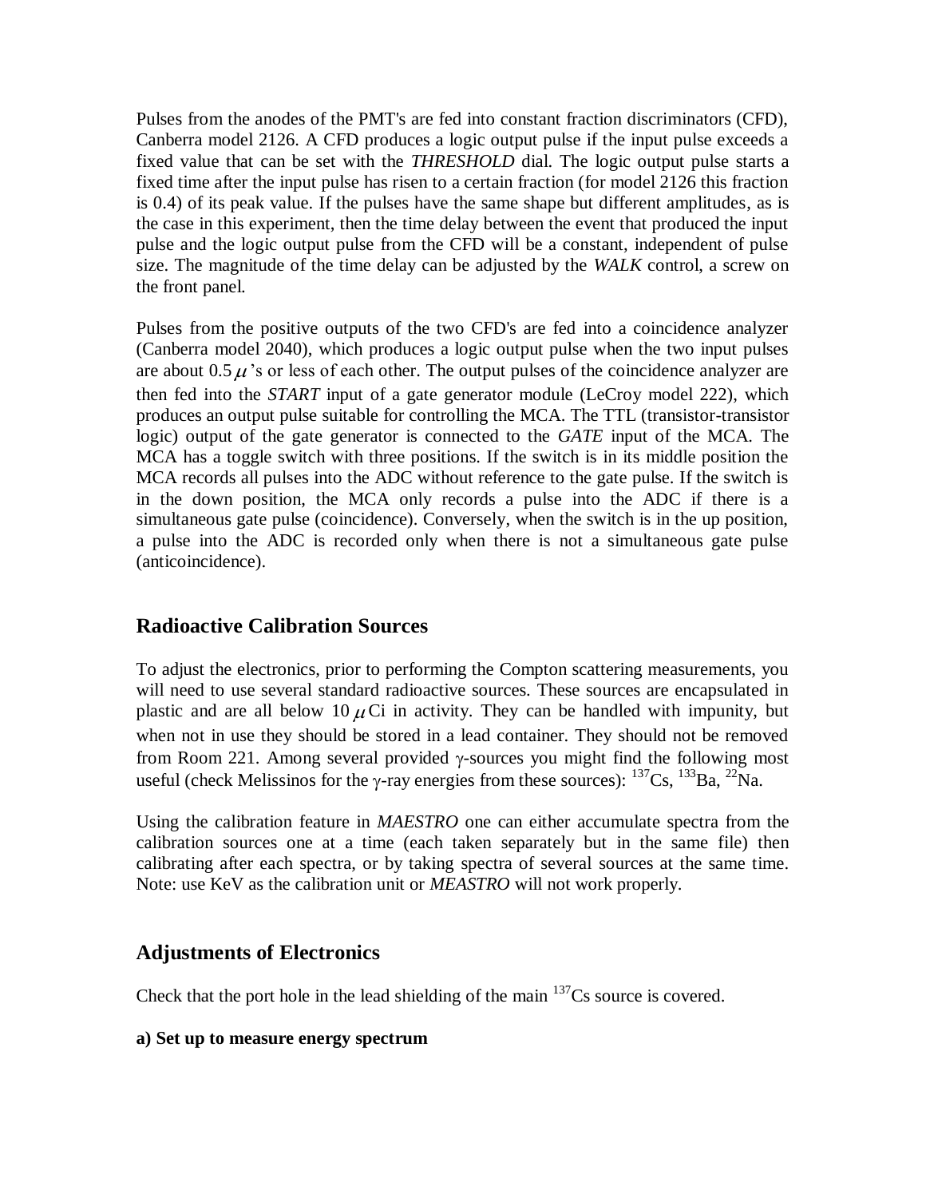Pulses from the anodes of the PMT's are fed into constant fraction discriminators (CFD), Canberra model 2126. A CFD produces a logic output pulse if the input pulse exceeds a fixed value that can be set with the *THRESHOLD* dial. The logic output pulse starts a fixed time after the input pulse has risen to a certain fraction (for model 2126 this fraction is 0.4) of its peak value. If the pulses have the same shape but different amplitudes, as is the case in this experiment, then the time delay between the event that produced the input pulse and the logic output pulse from the CFD will be a constant, independent of pulse size. The magnitude of the time delay can be adjusted by the *WALK* control, a screw on the front panel.

Pulses from the positive outputs of the two CFD's are fed into a coincidence analyzer (Canberra model 2040), which produces a logic output pulse when the two input pulses are about 0.5$\mu$'s or less of each other. The output pulses of the coincidence analyzer are then fed into the *START* input of a gate generator module (LeCroy model 222), which produces an output pulse suitable for controlling the MCA. The TTL (transistor-transistor logic) output of the gate generator is connected to the *GATE* input of the MCA. The MCA has a toggle switch with three positions. If the switch is in its middle position the MCA records all pulses into the ADC without reference to the gate pulse. If the switch is in the down position, the MCA only records a pulse into the ADC if there is a simultaneous gate pulse (coincidence). Conversely, when the switch is in the up position, a pulse into the ADC is recorded only when there is not a simultaneous gate pulse (anticoincidence).

## Radioactive Calibration Sources

To adjust the electronics, prior to performing the Compton scattering measurements, you will need to use several standard radioactive sources. These sources are encapsulated in plastic and are all below 10$\mu$Ci in activity. They can be handled with impunity, but when not in use they should be stored in a lead container. They should not be removed from Room 221. Among several provided $\gamma$-sources you might find the following most useful (check Melissinos for the $\gamma$-ray energies from these sources): $^{137}$Cs, $^{133}$Ba, $^{22}$Na.

Using the calibration feature in *MAESTRO* one can either accumulate spectra from the calibration sources one at a time (each taken separately but in the same file) then calibrating after each spectra, or by taking spectra of several sources at the same time. Note: use KeV as the calibration unit or *MEASTRO* will not work properly.

## Adjustments of Electronics

Check that the port hole in the lead shielding of the main $^{137}$Cs source is covered.

**a) Set up to measure energy spectrum**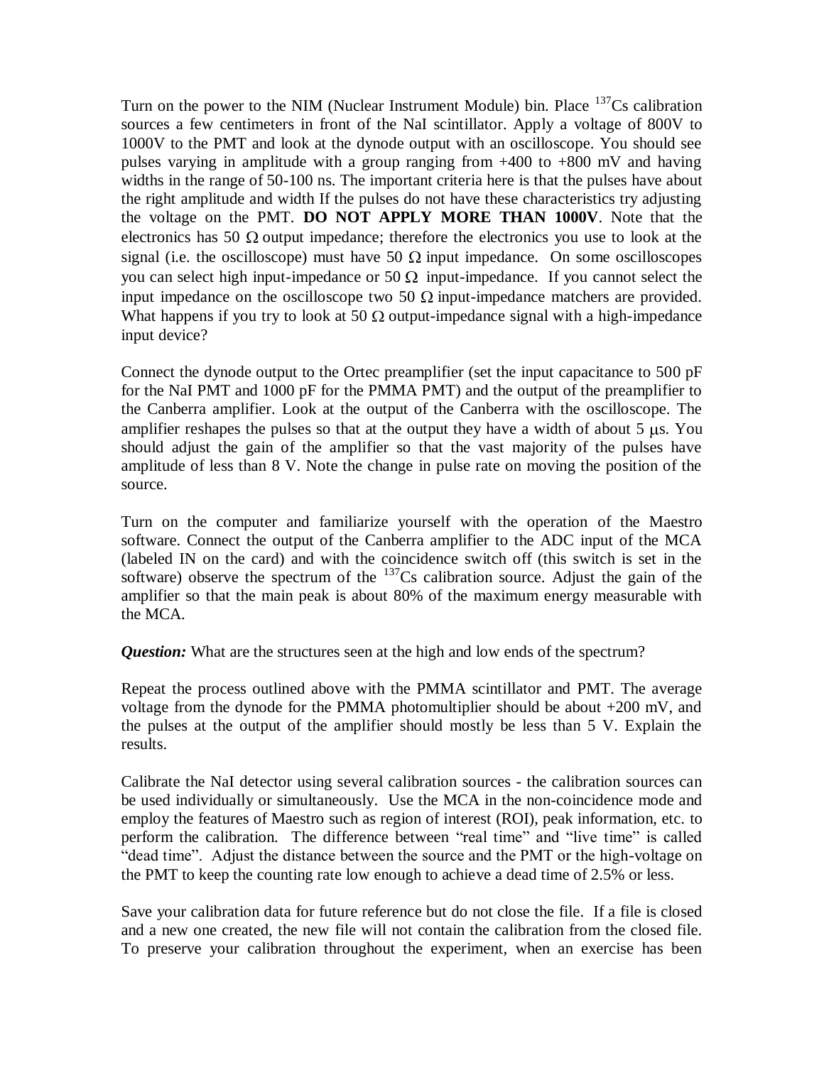Turn on the power to the NIM (Nuclear Instrument Module) bin. Place $^{137}Cs$ calibration sources a few centimeters in front of the NaI scintillator. Apply a voltage of 800V to 1000V to the PMT and look at the dynode output with an oscilloscope. You should see pulses varying in amplitude with a group ranging from +400 to +800 mV and having widths in the range of 50-100 ns. The important criteria here is that the pulses have about the right amplitude and width If the pulses do not have these characteristics try adjusting the voltage on the PMT. **DO NOT APPLY MORE THAN 1000V**. Note that the electronics has 50 $\Omega$ output impedance; therefore the electronics you use to look at the signal (i.e. the oscilloscope) must have 50 $\Omega$ input impedance. On some oscilloscopes you can select high input-impedance or 50 $\Omega$ input-impedance. If you cannot select the input impedance on the oscilloscope two 50 $\Omega$ input-impedance matchers are provided. What happens if you try to look at 50 $\Omega$ output-impedance signal with a high-impedance input device?

Connect the dynode output to the Ortec preamplifier (set the input capacitance to 500 pF for the NaI PMT and 1000 pF for the PMMA PMT) and the output of the preamplifier to the Canberra amplifier. Look at the output of the Canberra with the oscilloscope. The amplifier reshapes the pulses so that at the output they have a width of about 5 $\mu$s. You should adjust the gain of the amplifier so that the vast majority of the pulses have amplitude of less than 8 V. Note the change in pulse rate on moving the position of the source.

Turn on the computer and familiarize yourself with the operation of the Maestro software. Connect the output of the Canberra amplifier to the ADC input of the MCA (labeled IN on the card) and with the coincidence switch off (this switch is set in the software) observe the spectrum of the $^{137}Cs$ calibration source. Adjust the gain of the amplifier so that the main peak is about 80% of the maximum energy measurable with the MCA.

***Question:*** What are the structures seen at the high and low ends of the spectrum?

Repeat the process outlined above with the PMMA scintillator and PMT. The average voltage from the dynode for the PMMA photomultiplier should be about +200 mV, and the pulses at the output of the amplifier should mostly be less than 5 V. Explain the results.

Calibrate the NaI detector using several calibration sources - the calibration sources can be used individually or simultaneously. Use the MCA in the non-coincidence mode and employ the features of Maestro such as region of interest (ROI), peak information, etc. to perform the calibration. The difference between "real time" and "live time" is called "dead time". Adjust the distance between the source and the PMT or the high-voltage on the PMT to keep the counting rate low enough to achieve a dead time of 2.5% or less.

Save your calibration data for future reference but do not close the file. If a file is closed and a new one created, the new file will not contain the calibration from the closed file. To preserve your calibration throughout the experiment, when an exercise has been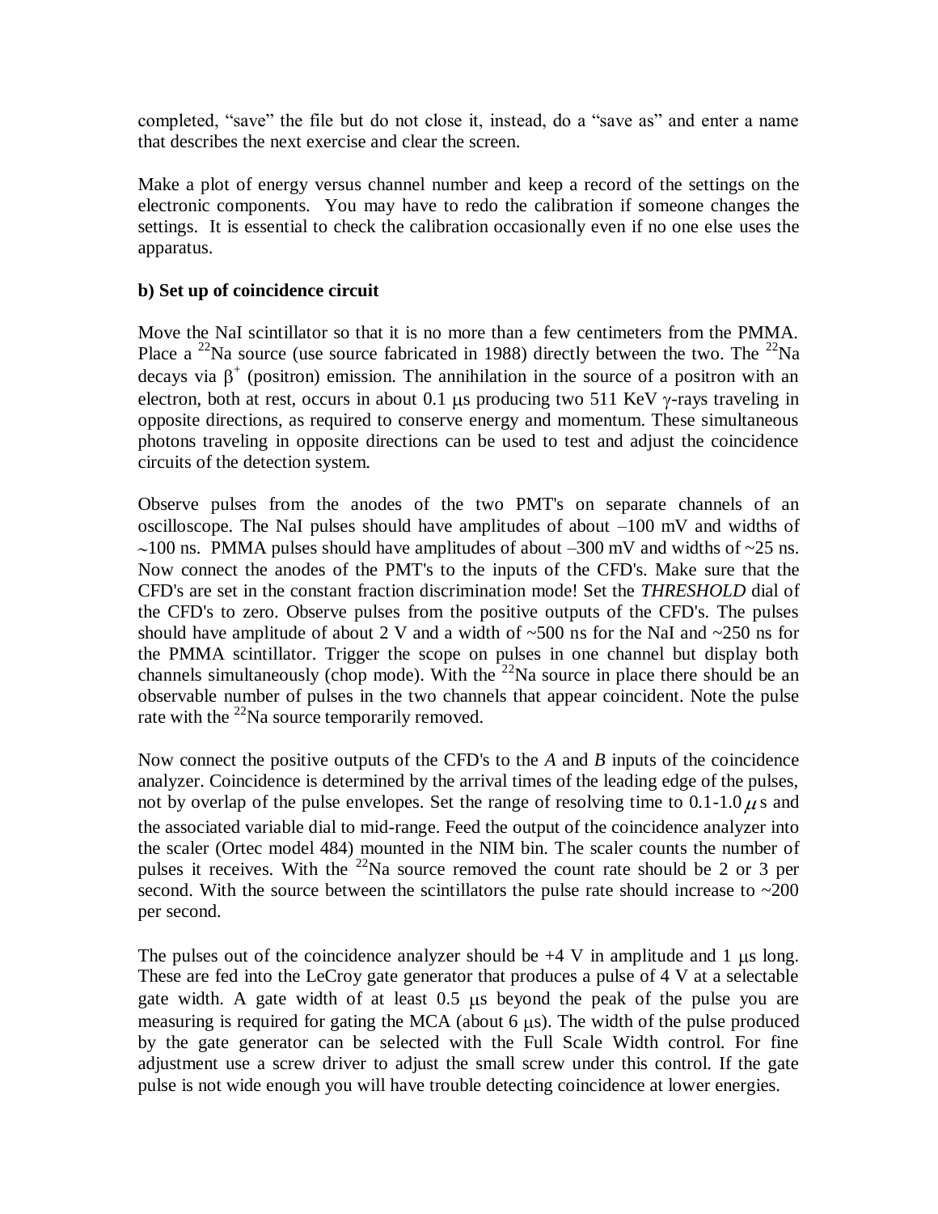completed, "save" the file but do not close it, instead, do a "save as" and enter a name that describes the next exercise and clear the screen.

Make a plot of energy versus channel number and keep a record of the settings on the electronic components. You may have to redo the calibration if someone changes the settings. It is essential to check the calibration occasionally even if no one else uses the apparatus.

**b) Set up of coincidence circuit**

Move the NaI scintillator so that it is no more than a few centimeters from the PMMA. Place a $^{22}$Na source (use source fabricated in 1988) directly between the two. The $^{22}$Na decays via $\beta^+$ (positron) emission. The annihilation in the source of a positron with an electron, both at rest, occurs in about 0.1 $\mu$s producing two 511 KeV $\gamma$-rays traveling in opposite directions, as required to conserve energy and momentum. These simultaneous photons traveling in opposite directions can be used to test and adjust the coincidence circuits of the detection system.

Observe pulses from the anodes of the two PMT's on separate channels of an oscilloscope. The NaI pulses should have amplitudes of about –100 mV and widths of ~100 ns. PMMA pulses should have amplitudes of about –300 mV and widths of ~25 ns. Now connect the anodes of the PMT's to the inputs of the CFD's. Make sure that the CFD's are set in the constant fraction discrimination mode! Set the *THRESHOLD* dial of the CFD's to zero. Observe pulses from the positive outputs of the CFD's. The pulses should have amplitude of about 2 V and a width of ~500 ns for the NaI and ~250 ns for the PMMA scintillator. Trigger the scope on pulses in one channel but display both channels simultaneously (chop mode). With the $^{22}$Na source in place there should be an observable number of pulses in the two channels that appear coincident. Note the pulse rate with the $^{22}$Na source temporarily removed.

Now connect the positive outputs of the CFD's to the *A* and *B* inputs of the coincidence analyzer. Coincidence is determined by the arrival times of the leading edge of the pulses, not by overlap of the pulse envelopes. Set the range of resolving time to 0.1-1.0 $\mu$s and the associated variable dial to mid-range. Feed the output of the coincidence analyzer into the scaler (Ortec model 484) mounted in the NIM bin. The scaler counts the number of pulses it receives. With the $^{22}$Na source removed the count rate should be 2 or 3 per second. With the source between the scintillators the pulse rate should increase to ~200 per second.

The pulses out of the coincidence analyzer should be +4 V in amplitude and 1 $\mu$s long. These are fed into the LeCroy gate generator that produces a pulse of 4 V at a selectable gate width. A gate width of at least 0.5 $\mu$s beyond the peak of the pulse you are measuring is required for gating the MCA (about 6 $\mu$s). The width of the pulse produced by the gate generator can be selected with the Full Scale Width control. For fine adjustment use a screw driver to adjust the small screw under this control. If the gate pulse is not wide enough you will have trouble detecting coincidence at lower energies.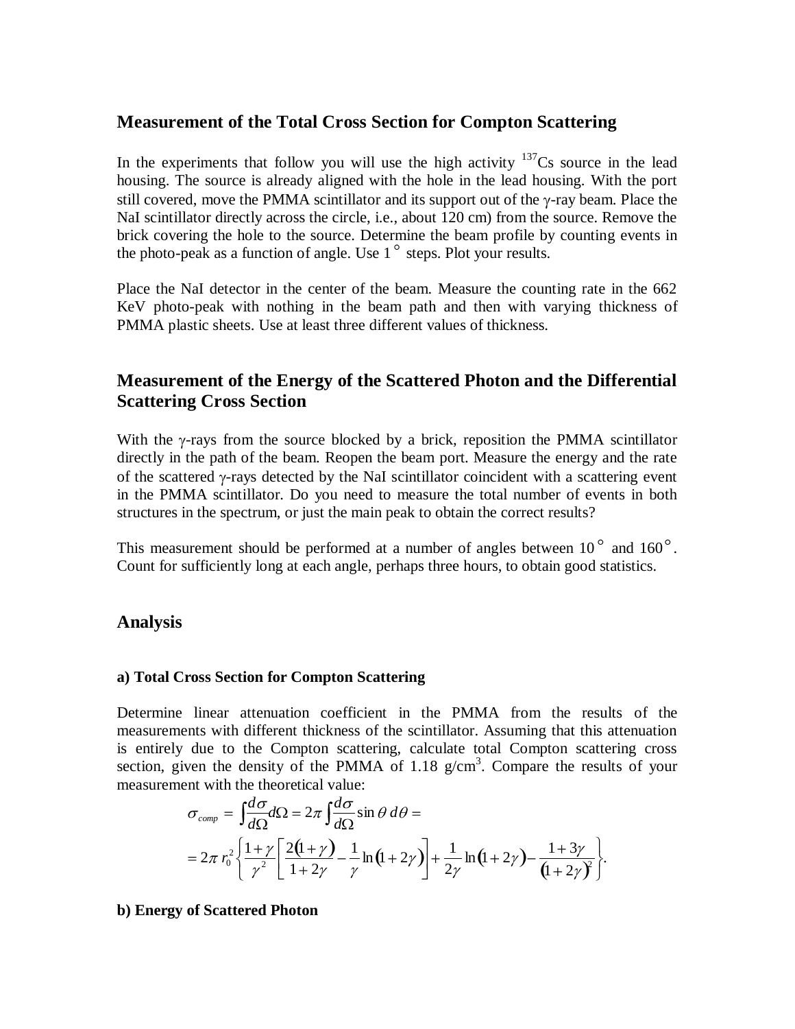## Measurement of the Total Cross Section for Compton Scattering

In the experiments that follow you will use the high activity $^{137}$Cs source in the lead housing. The source is already aligned with the hole in the lead housing. With the port still covered, move the PMMA scintillator and its support out of the $\gamma$-ray beam. Place the NaI scintillator directly across the circle, i.e., about 120 cm) from the source. Remove the brick covering the hole to the source. Determine the beam profile by counting events in the photo-peak as a function of angle. Use $1^\circ$ steps. Plot your results.

Place the NaI detector in the center of the beam. Measure the counting rate in the 662 KeV photo-peak with nothing in the beam path and then with varying thickness of PMMA plastic sheets. Use at least three different values of thickness.

## Measurement of the Energy of the Scattered Photon and the Differential Scattering Cross Section

With the $\gamma$-rays from the source blocked by a brick, reposition the PMMA scintillator directly in the path of the beam. Reopen the beam port. Measure the energy and the rate of the scattered $\gamma$-rays detected by the NaI scintillator coincident with a scattering event in the PMMA scintillator. Do you need to measure the total number of events in both structures in the spectrum, or just the main peak to obtain the correct results?

This measurement should be performed at a number of angles between $10^\circ$ and $160^\circ$. Count for sufficiently long at each angle, perhaps three hours, to obtain good statistics.

## Analysis

#### a) Total Cross Section for Compton Scattering

Determine linear attenuation coefficient in the PMMA from the results of the measurements with different thickness of the scintillator. Assuming that this attenuation is entirely due to the Compton scattering, calculate total Compton scattering cross section, given the density of the PMMA of 1.18 g/cm$^3$. Compare the results of your measurement with the theoretical value:

$$\sigma_{comp} = \int \frac{d\sigma}{d\Omega} d\Omega = 2\pi \int \frac{d\sigma}{d\Omega} \sin\theta \, d\theta =$$

$$= 2\pi r_0^2 \left\{ \frac{1+\gamma}{\gamma^2} \left[ \frac{2(1+\gamma)}{1+2\gamma} - \frac{1}{\gamma} \ln(1+2\gamma) \right] + \frac{1}{2\gamma} \ln(1+2\gamma) - \frac{1+3\gamma}{(1+2\gamma)^2} \right\}.$$

#### b) Energy of Scattered Photon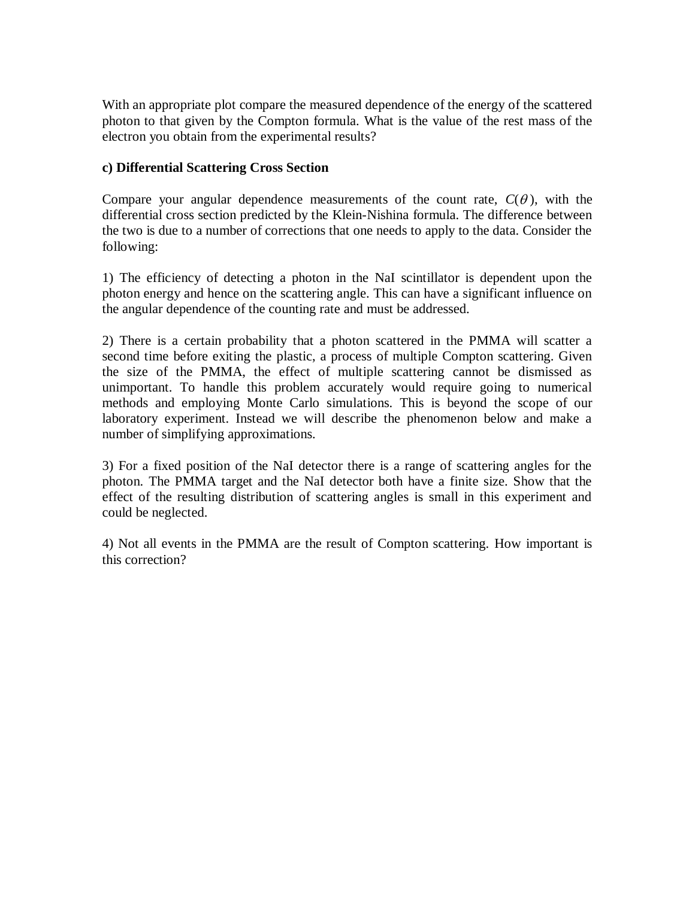With an appropriate plot compare the measured dependence of the energy of the scattered photon to that given by the Compton formula. What is the value of the rest mass of the electron you obtain from the experimental results?

**c) Differential Scattering Cross Section**

Compare your angular dependence measurements of the count rate, $C(\theta)$, with the differential cross section predicted by the Klein-Nishina formula. The difference between the two is due to a number of corrections that one needs to apply to the data. Consider the following:

1) The efficiency of detecting a photon in the NaI scintillator is dependent upon the photon energy and hence on the scattering angle. This can have a significant influence on the angular dependence of the counting rate and must be addressed.

2) There is a certain probability that a photon scattered in the PMMA will scatter a second time before exiting the plastic, a process of multiple Compton scattering. Given the size of the PMMA, the effect of multiple scattering cannot be dismissed as unimportant. To handle this problem accurately would require going to numerical methods and employing Monte Carlo simulations. This is beyond the scope of our laboratory experiment. Instead we will describe the phenomenon below and make a number of simplifying approximations.

3) For a fixed position of the NaI detector there is a range of scattering angles for the photon. The PMMA target and the NaI detector both have a finite size. Show that the effect of the resulting distribution of scattering angles is small in this experiment and could be neglected.

4) Not all events in the PMMA are the result of Compton scattering. How important is this correction?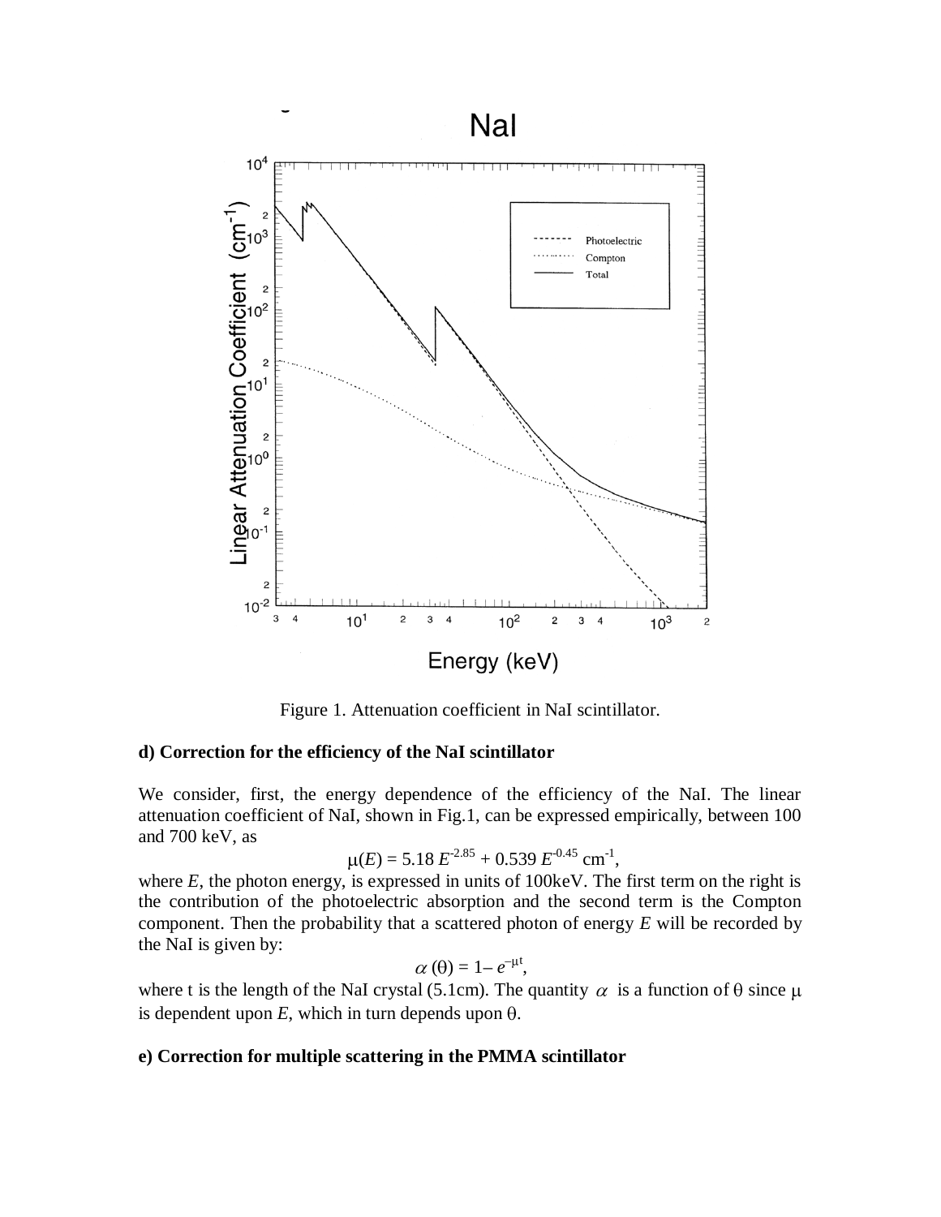Figure 1. Attenuation coefficient in NaI scintillator.

**d) Correction for the efficiency of the NaI scintillator**

We consider, first, the energy dependence of the efficiency of the NaI. The linear attenuation coefficient of NaI, shown in Fig.1, can be expressed empirically, between 100 and 700 keV, as

$$\mu(E) = 5.18\, E^{-2.85} + 0.539\, E^{-0.45}\ \text{cm}^{-1},$$

where $E$, the photon energy, is expressed in units of 100keV. The first term on the right is the contribution of the photoelectric absorption and the second term is the Compton component. Then the probability that a scattered photon of energy $E$ will be recorded by the NaI is given by:

$$\alpha(\theta) = 1 - e^{-\mu t},$$

where t is the length of the NaI crystal (5.1cm). The quantity $\alpha$ is a function of $\theta$ since $\mu$ is dependent upon $E$, which in turn depends upon $\theta$.

**e) Correction for multiple scattering in the PMMA scintillator**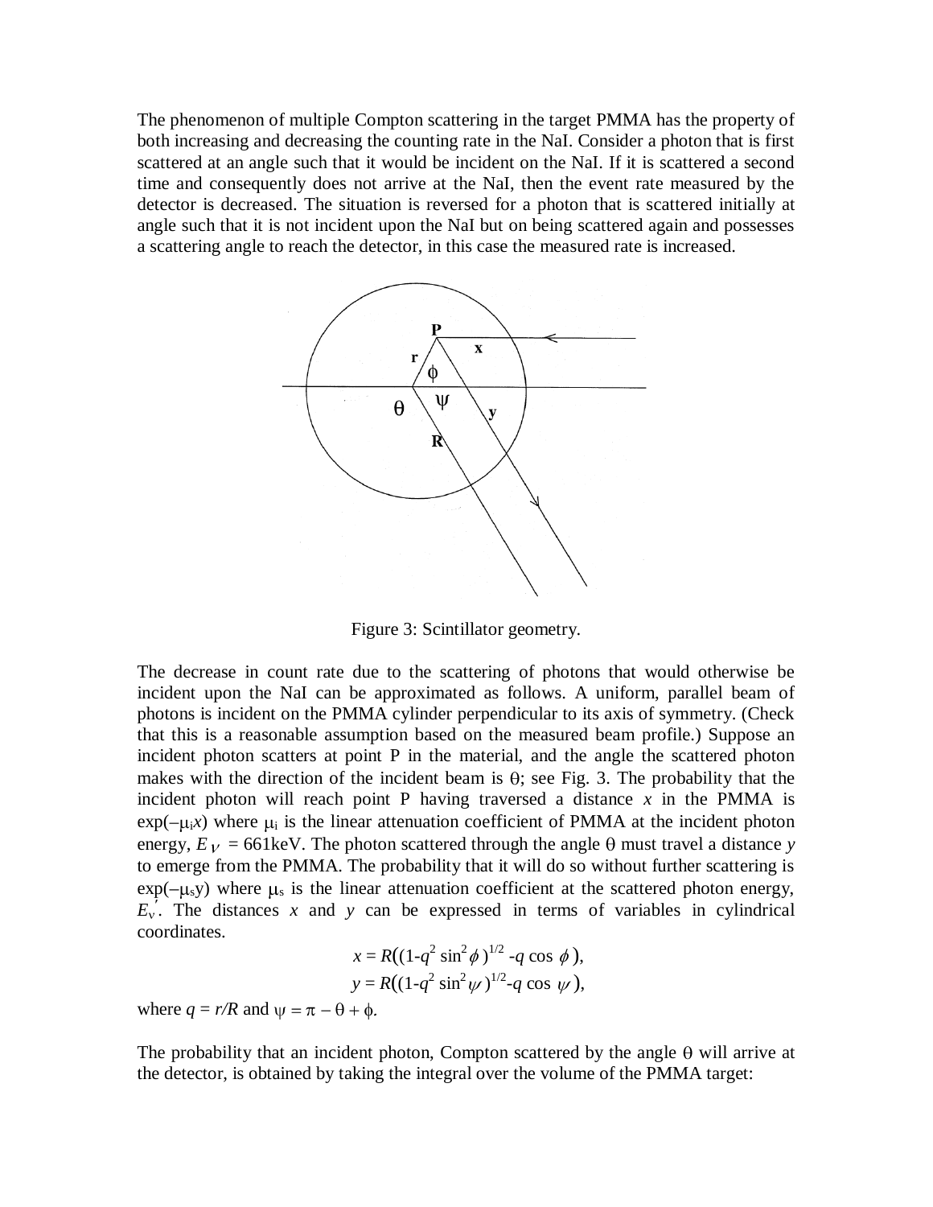The phenomenon of multiple Compton scattering in the target PMMA has the property of both increasing and decreasing the counting rate in the NaI. Consider a photon that is first scattered at an angle such that it would be incident on the NaI. If it is scattered a second time and consequently does not arrive at the NaI, then the event rate measured by the detector is decreased. The situation is reversed for a photon that is scattered initially at angle such that it is not incident upon the NaI but on being scattered again and possesses a scattering angle to reach the detector, in this case the measured rate is increased.

Figure 3: Scintillator geometry.

The decrease in count rate due to the scattering of photons that would otherwise be incident upon the NaI can be approximated as follows. A uniform, parallel beam of photons is incident on the PMMA cylinder perpendicular to its axis of symmetry. (Check that this is a reasonable assumption based on the measured beam profile.) Suppose an incident photon scatters at point P in the material, and the angle the scattered photon makes with the direction of the incident beam is $\theta$; see Fig. 3. The probability that the incident photon will reach point P having traversed a distance $x$ in the PMMA is $\exp(-\mu_i x)$ where $\mu_i$ is the linear attenuation coefficient of PMMA at the incident photon energy, $E_\nu$ = 661keV. The photon scattered through the angle $\theta$ must travel a distance $y$ to emerge from the PMMA. The probability that it will do so without further scattering is $\exp(-\mu_s y)$ where $\mu_s$ is the linear attenuation coefficient at the scattered photon energy, $E_\nu'$. The distances $x$ and $y$ can be expressed in terms of variables in cylindrical coordinates.

$$x = R\left((1-q^2 \sin^2\phi)^{1/2} - q \cos\phi\right),$$
$$y = R\left((1-q^2 \sin^2\psi)^{1/2} - q \cos\psi\right),$$

where $q = r/R$ and $\psi = \pi - \theta + \phi$.

The probability that an incident photon, Compton scattered by the angle $\theta$ will arrive at the detector, is obtained by taking the integral over the volume of the PMMA target: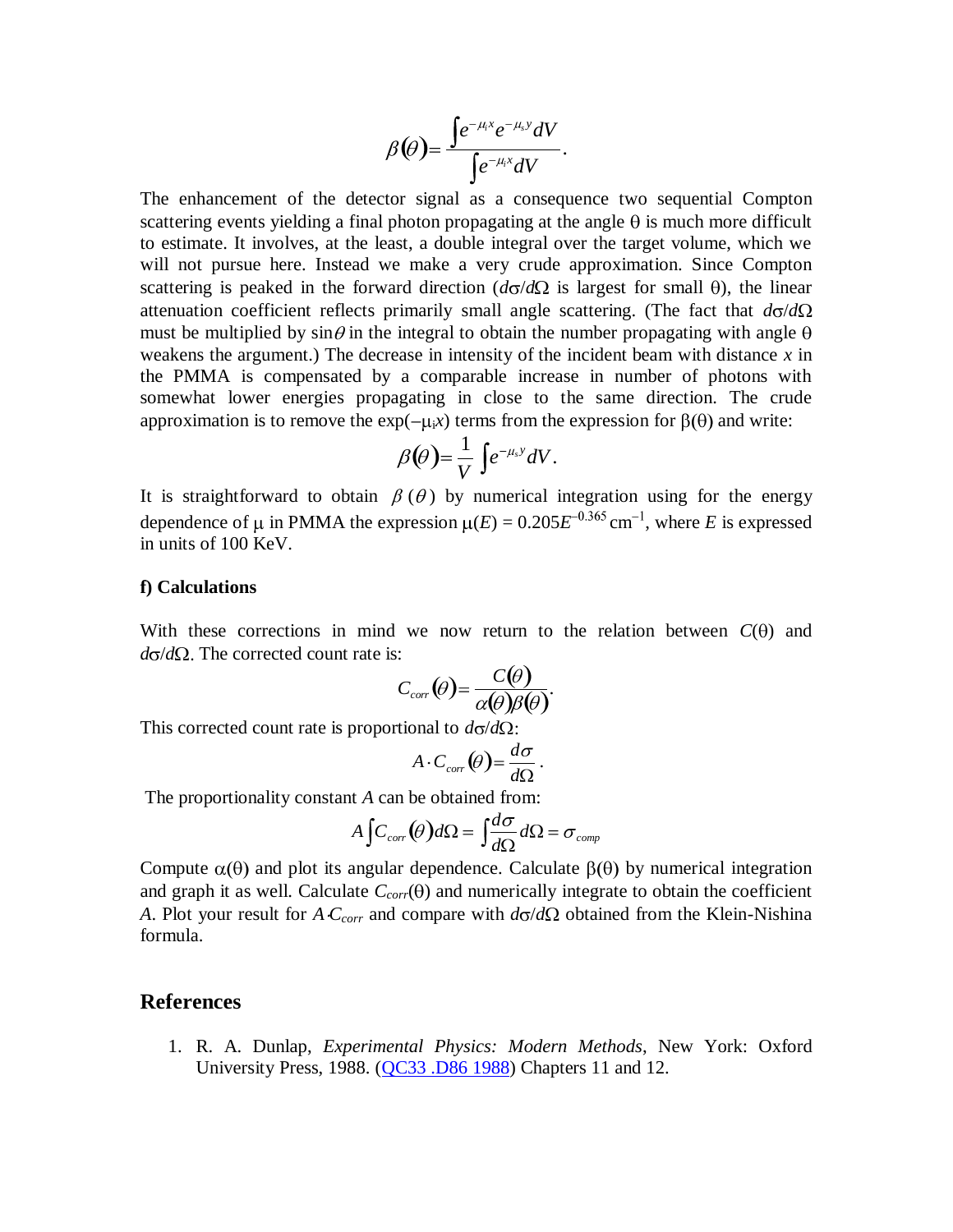$$\beta(\theta) = \frac{\int e^{-\mu_i x} e^{-\mu_s y} dV}{\int e^{-\mu_i x} dV}.$$

The enhancement of the detector signal as a consequence two sequential Compton scattering events yielding a final photon propagating at the angle θ is much more difficult to estimate. It involves, at the least, a double integral over the target volume, which we will not pursue here. Instead we make a very crude approximation. Since Compton scattering is peaked in the forward direction ($d\sigma/d\Omega$ is largest for small θ), the linear attenuation coefficient reflects primarily small angle scattering. (The fact that $d\sigma/d\Omega$ must be multiplied by $\sin\theta$ in the integral to obtain the number propagating with angle θ weakens the argument.) The decrease in intensity of the incident beam with distance $x$ in the PMMA is compensated by a comparable increase in number of photons with somewhat lower energies propagating in close to the same direction. The crude approximation is to remove the $\exp(-\mu_i x)$ terms from the expression for $\beta(\theta)$ and write:

$$\beta(\theta) = \frac{1}{V} \int e^{-\mu_s y} dV.$$

It is straightforward to obtain $\beta(\theta)$ by numerical integration using for the energy dependence of μ in PMMA the expression $\mu(E) = 0.205E^{-0.365}\ \text{cm}^{-1}$, where $E$ is expressed in units of 100 KeV.

### f) Calculations

With these corrections in mind we now return to the relation between $C(\theta)$ and $d\sigma/d\Omega$. The corrected count rate is:

$$C_{corr}(\theta) = \frac{C(\theta)}{\alpha(\theta)\beta(\theta)}.$$

This corrected count rate is proportional to $d\sigma/d\Omega$:

$$A \cdot C_{corr}(\theta) = \frac{d\sigma}{d\Omega}.$$

The proportionality constant $A$ can be obtained from:

$$A \int C_{corr}(\theta) d\Omega = \int \frac{d\sigma}{d\Omega} d\Omega = \sigma_{comp}$$

Compute $\alpha(\theta)$ and plot its angular dependence. Calculate $\beta(\theta)$ by numerical integration and graph it as well. Calculate $C_{corr}(\theta)$ and numerically integrate to obtain the coefficient $A$. Plot your result for $A \cdot C_{corr}$ and compare with $d\sigma/d\Omega$ obtained from the Klein-Nishina formula.

## References

1. R. A. Dunlap, *Experimental Physics: Modern Methods*, New York: Oxford University Press, 1988. (QC33 .D86 1988) Chapters 11 and 12.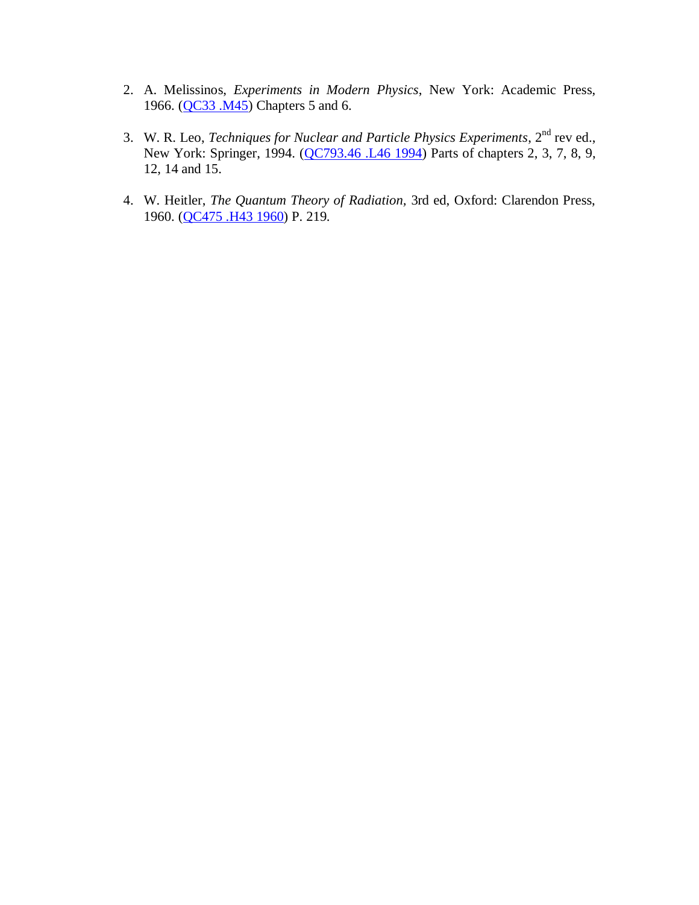2. A. Melissinos, *Experiments in Modern Physics*, New York: Academic Press, 1966. (QC33 .M45) Chapters 5 and 6.

3. W. R. Leo, *Techniques for Nuclear and Particle Physics Experiments*, 2nd rev ed., New York: Springer, 1994. (QC793.46 .L46 1994) Parts of chapters 2, 3, 7, 8, 9, 12, 14 and 15.

4. W. Heitler, *The Quantum Theory of Radiation*, 3rd ed, Oxford: Clarendon Press, 1960. (QC475 .H43 1960) P. 219.